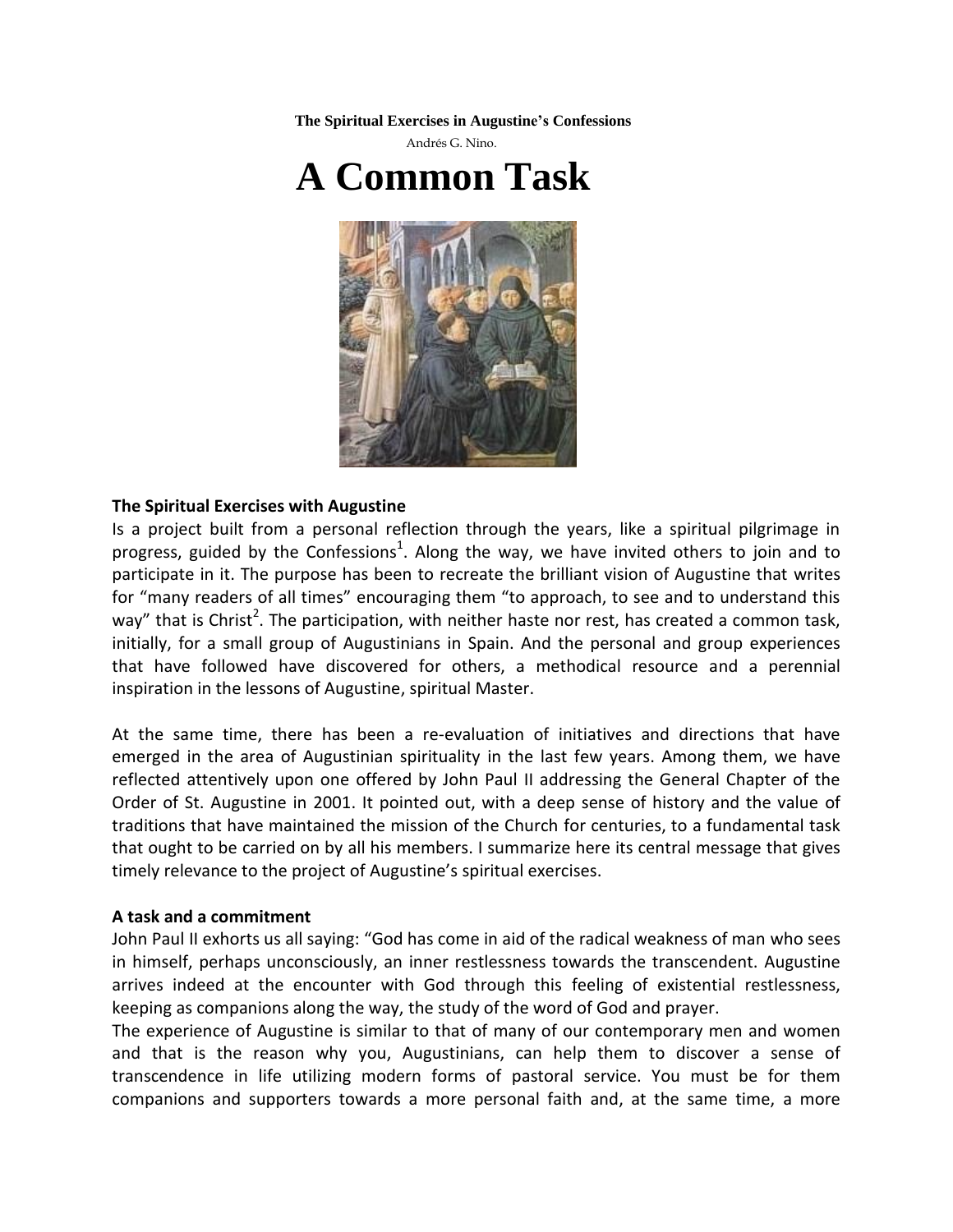**The Spiritual Exercises in Augustine's Confessions**

Andrés G. Nino.

# A Common Task

**The Spiritual Exercises with Augustine**

Is a project built from a personal reflection through the years, like a spiritual pilgrimage in progress, guided by the Confessions[1]. Along the way, we have invited others to join and to participate in it. The purpose has been to recreate the brilliant vision of Augustine that writes for "many readers of all times" encouraging them "to approach, to see and to understand this way" that is Christ[2]. The participation, with neither haste nor rest, has created a common task, initially, for a small group of Augustinians in Spain. And the personal and group experiences that have followed have discovered for others, a methodical resource and a perennial inspiration in the lessons of Augustine, spiritual Master.

At the same time, there has been a re-evaluation of initiatives and directions that have emerged in the area of Augustinian spirituality in the last few years. Among them, we have reflected attentively upon one offered by John Paul II addressing the General Chapter of the Order of St. Augustine in 2001. It pointed out, with a deep sense of history and the value of traditions that have maintained the mission of the Church for centuries, to a fundamental task that ought to be carried on by all his members. I summarize here its central message that gives timely relevance to the project of Augustine's spiritual exercises.

**A task and a commitment**

John Paul II exhorts us all saying: "God has come in aid of the radical weakness of man who sees in himself, perhaps unconsciously, an inner restlessness towards the transcendent. Augustine arrives indeed at the encounter with God through this feeling of existential restlessness, keeping as companions along the way, the study of the word of God and prayer.

The experience of Augustine is similar to that of many of our contemporary men and women and that is the reason why you, Augustinians, can help them to discover a sense of transcendence in life utilizing modern forms of pastoral service. You must be for them companions and supporters towards a more personal faith and, at the same time, a more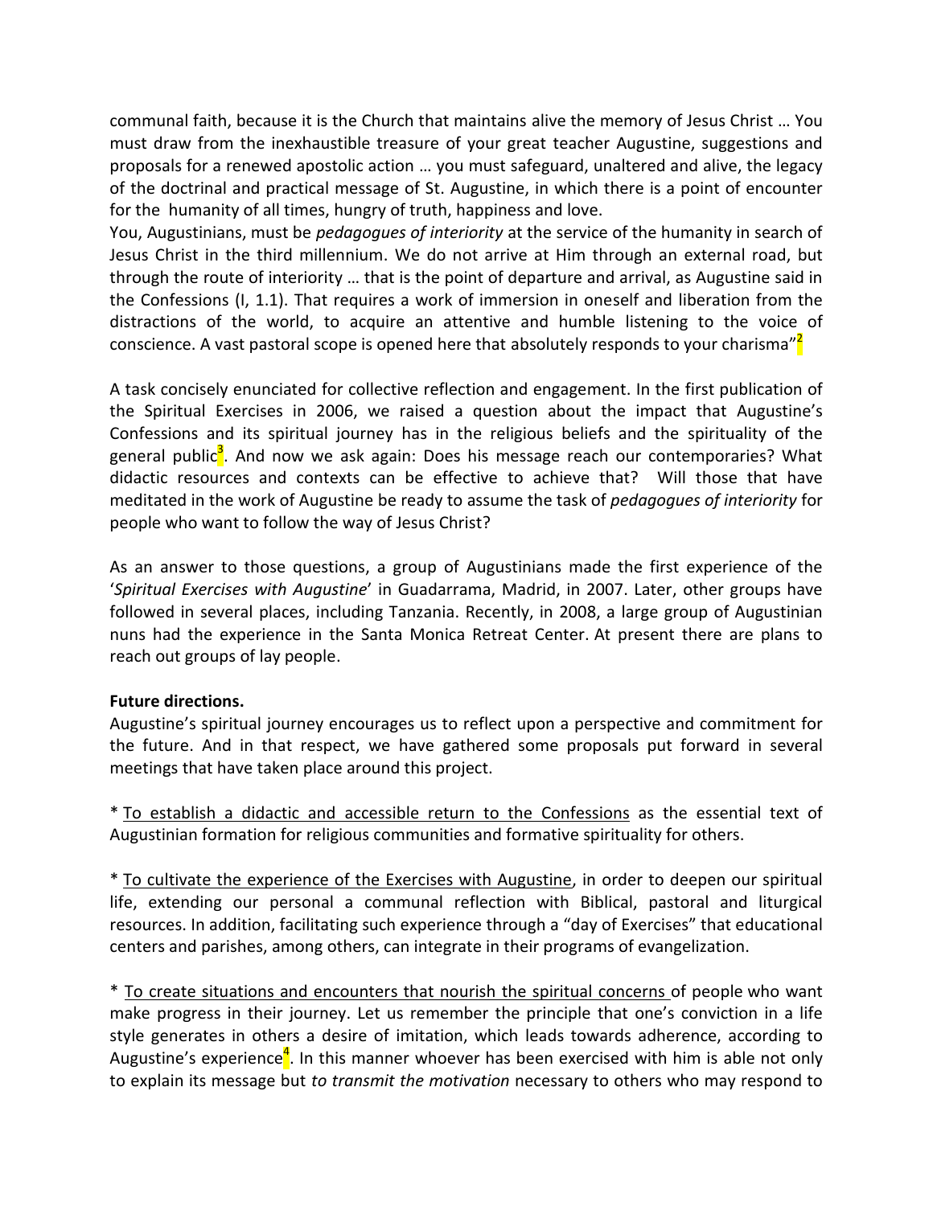communal faith, because it is the Church that maintains alive the memory of Jesus Christ … You must draw from the inexhaustible treasure of your great teacher Augustine, suggestions and proposals for a renewed apostolic action … you must safeguard, unaltered and alive, the legacy of the doctrinal and practical message of St. Augustine, in which there is a point of encounter for the humanity of all times, hungry of truth, happiness and love.

You, Augustinians, must be *pedagogues of interiority* at the service of the humanity in search of Jesus Christ in the third millennium. We do not arrive at Him through an external road, but through the route of interiority … that is the point of departure and arrival, as Augustine said in the Confessions (I, 1.1). That requires a work of immersion in oneself and liberation from the distractions of the world, to acquire an attentive and humble listening to the voice of conscience. A vast pastoral scope is opened here that absolutely responds to your charisma"[2]

A task concisely enunciated for collective reflection and engagement. In the first publication of the Spiritual Exercises in 2006, we raised a question about the impact that Augustine's Confessions and its spiritual journey has in the religious beliefs and the spirituality of the general public[3]. And now we ask again: Does his message reach our contemporaries? What didactic resources and contexts can be effective to achieve that? Will those that have meditated in the work of Augustine be ready to assume the task of *pedagogues of interiority* for people who want to follow the way of Jesus Christ?

As an answer to those questions, a group of Augustinians made the first experience of the '*Spiritual Exercises with Augustine*' in Guadarrama, Madrid, in 2007. Later, other groups have followed in several places, including Tanzania. Recently, in 2008, a large group of Augustinian nuns had the experience in the Santa Monica Retreat Center. At present there are plans to reach out groups of lay people.

**Future directions.**

Augustine's spiritual journey encourages us to reflect upon a perspective and commitment for the future. And in that respect, we have gathered some proposals put forward in several meetings that have taken place around this project.

* <u>To establish a didactic and accessible return to the Confessions</u> as the essential text of Augustinian formation for religious communities and formative spirituality for others.

* <u>To cultivate the experience of the Exercises with Augustine</u>, in order to deepen our spiritual life, extending our personal a communal reflection with Biblical, pastoral and liturgical resources. In addition, facilitating such experience through a "day of Exercises" that educational centers and parishes, among others, can integrate in their programs of evangelization.

* <u>To create situations and encounters that nourish the spiritual concerns</u> of people who want make progress in their journey. Let us remember the principle that one's conviction in a life style generates in others a desire of imitation, which leads towards adherence, according to Augustine's experience[4]. In this manner whoever has been exercised with him is able not only to explain its message but *to transmit the motivation* necessary to others who may respond to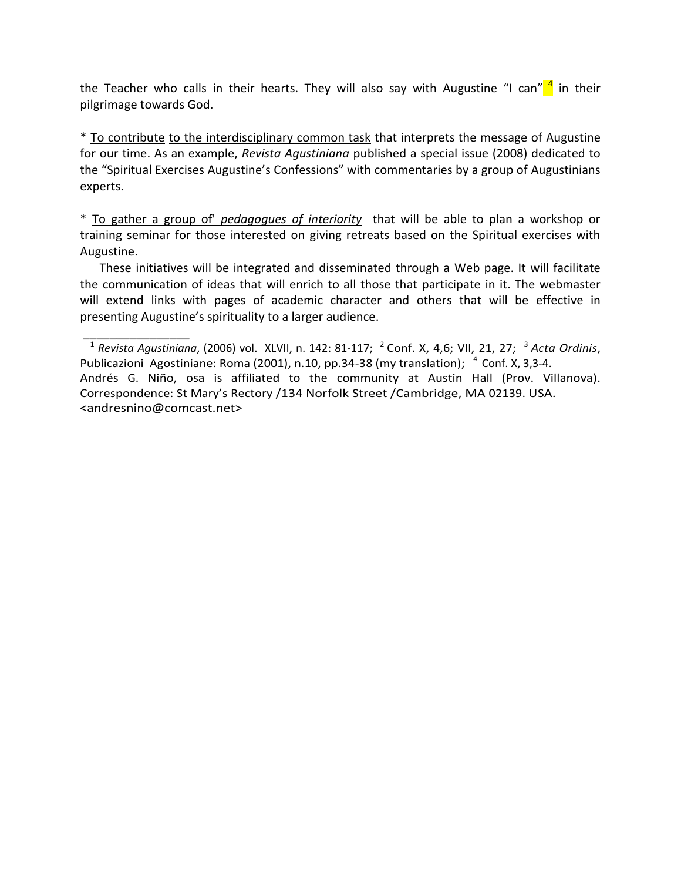the Teacher who calls in their hearts. They will also say with Augustine "I can" [4] in their pilgrimage towards God.

* To contribute to the interdisciplinary common task that interprets the message of Augustine for our time. As an example, *Revista Agustiniana* published a special issue (2008) dedicated to the "Spiritual Exercises Augustine's Confessions" with commentaries by a group of Augustinians experts.

* To gather a group of' *pedagogues of interiority* that will be able to plan a workshop or training seminar for those interested on giving retreats based on the Spiritual exercises with Augustine.

These initiatives will be integrated and disseminated through a Web page. It will facilitate the communication of ideas that will enrich to all those that participate in it. The webmaster will extend links with pages of academic character and others that will be effective in presenting Augustine's spirituality to a larger audience.

---

[1] *Revista Agustiniana*, (2006) vol. XLVII, n. 142: 81-117; [2] Conf. X, 4,6; VII, 21, 27; [3] *Acta Ordinis*, Publicazioni Agostiniane: Roma (2001), n.10, pp.34-38 (my translation); [4] Conf. X, 3,3-4.

Andrés G. Niño, osa is affiliated to the community at Austin Hall (Prov. Villanova). Correspondence: St Mary's Rectory /134 Norfolk Street /Cambridge, MA 02139. USA. <andresnino@comcast.net>